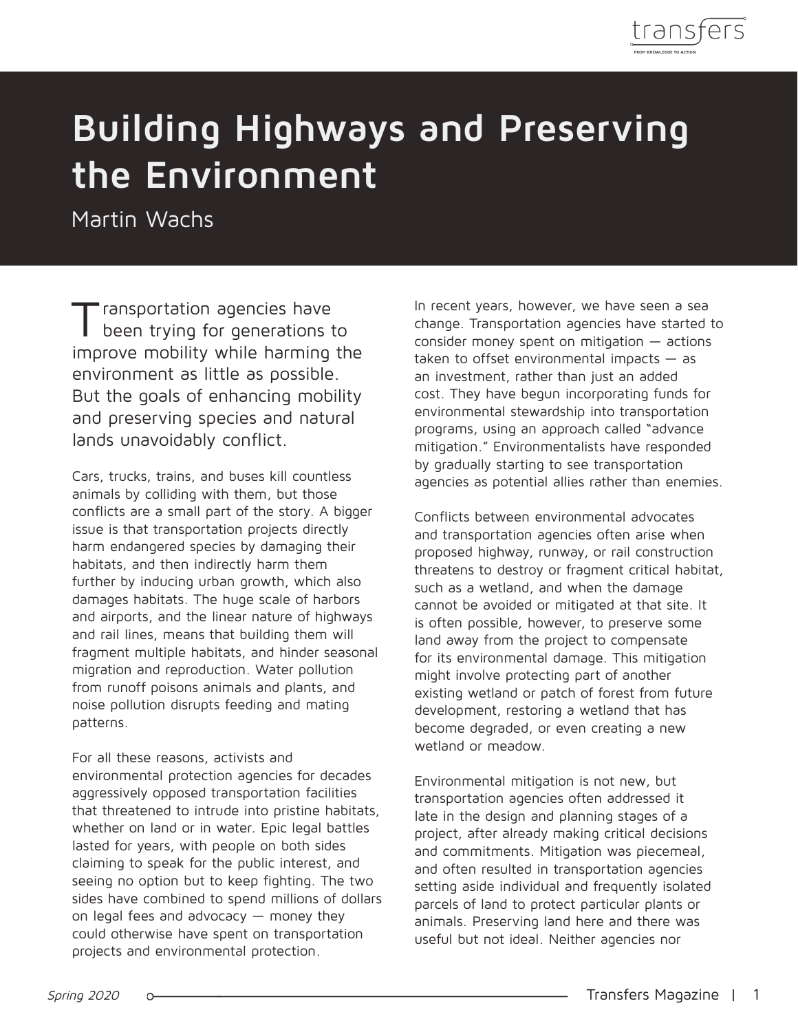# Building Highways and Preserving the Environment

Martin Wachs

Transportation agencies have been trying for generations to improve mobility while harming the environment as little as possible. But the goals of enhancing mobility and preserving species and natural lands unavoidably conflict.

Cars, trucks, trains, and buses kill countless animals by colliding with them, but those conflicts are a small part of the story. A bigger issue is that transportation projects directly harm endangered species by damaging their habitats, and then indirectly harm them further by inducing urban growth, which also damages habitats. The huge scale of harbors and airports, and the linear nature of highways and rail lines, means that building them will fragment multiple habitats, and hinder seasonal migration and reproduction. Water pollution from runoff poisons animals and plants, and noise pollution disrupts feeding and mating patterns.

For all these reasons, activists and environmental protection agencies for decades aggressively opposed transportation facilities that threatened to intrude into pristine habitats, whether on land or in water. Epic legal battles lasted for years, with people on both sides claiming to speak for the public interest, and seeing no option but to keep fighting. The two sides have combined to spend millions of dollars on legal fees and advocacy — money they could otherwise have spent on transportation projects and environmental protection.

In recent years, however, we have seen a sea change. Transportation agencies have started to consider money spent on mitigation — actions taken to offset environmental impacts — as an investment, rather than just an added cost. They have begun incorporating funds for environmental stewardship into transportation programs, using an approach called "advance mitigation." Environmentalists have responded by gradually starting to see transportation agencies as potential allies rather than enemies.

Conflicts between environmental advocates and transportation agencies often arise when proposed highway, runway, or rail construction threatens to destroy or fragment critical habitat, such as a wetland, and when the damage cannot be avoided or mitigated at that site. It is often possible, however, to preserve some land away from the project to compensate for its environmental damage. This mitigation might involve protecting part of another existing wetland or patch of forest from future development, restoring a wetland that has become degraded, or even creating a new wetland or meadow.

Environmental mitigation is not new, but transportation agencies often addressed it late in the design and planning stages of a project, after already making critical decisions and commitments. Mitigation was piecemeal, and often resulted in transportation agencies setting aside individual and frequently isolated parcels of land to protect particular plants or animals. Preserving land here and there was useful but not ideal. Neither agencies nor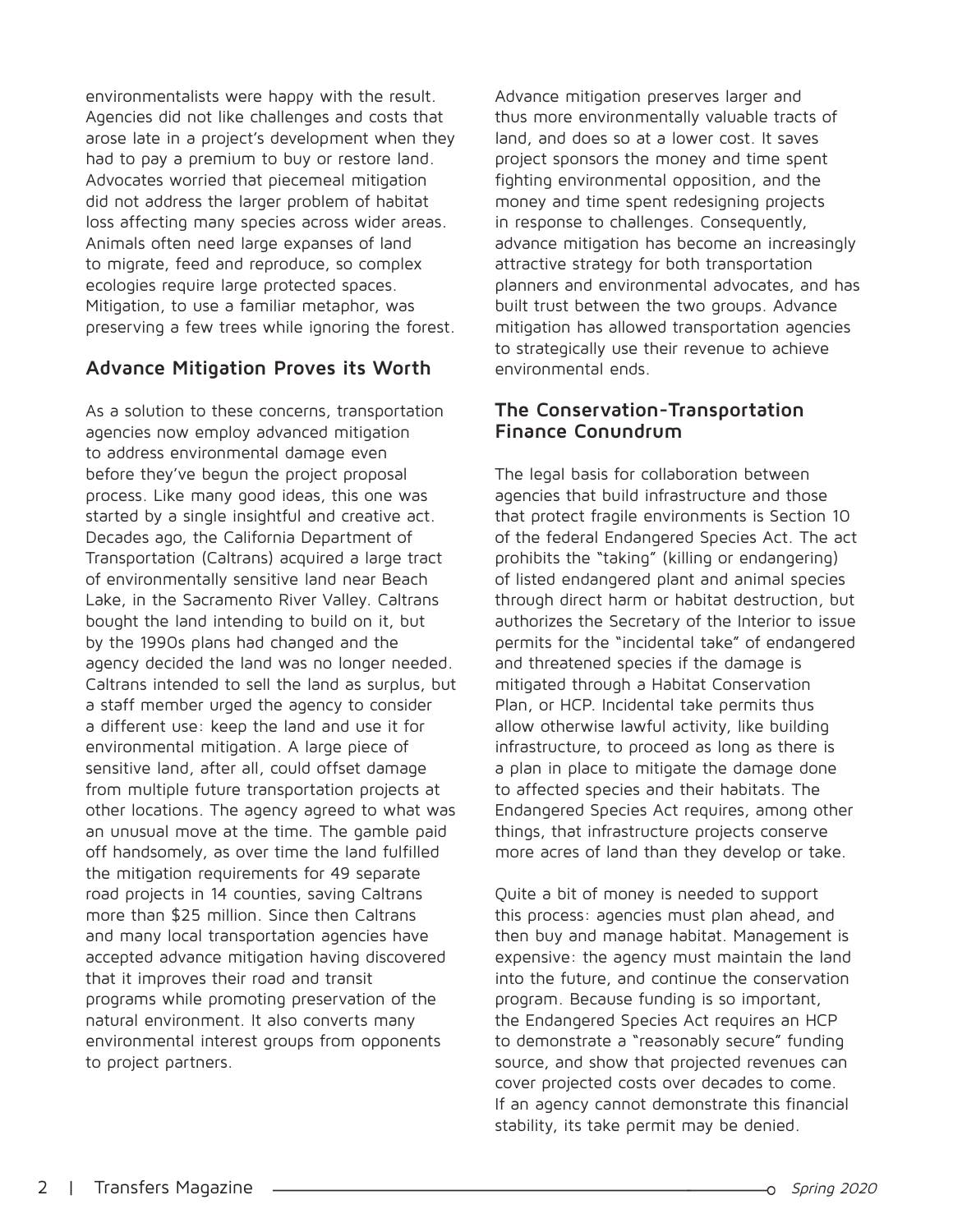environmentalists were happy with the result. Agencies did not like challenges and costs that arose late in a project's development when they had to pay a premium to buy or restore land. Advocates worried that piecemeal mitigation did not address the larger problem of habitat loss affecting many species across wider areas. Animals often need large expanses of land to migrate, feed and reproduce, so complex ecologies require large protected spaces. Mitigation, to use a familiar metaphor, was preserving a few trees while ignoring the forest.

## Advance Mitigation Proves its Worth

As a solution to these concerns, transportation agencies now employ advanced mitigation to address environmental damage even before they've begun the project proposal process. Like many good ideas, this one was started by a single insightful and creative act. Decades ago, the California Department of Transportation (Caltrans) acquired a large tract of environmentally sensitive land near Beach Lake, in the Sacramento River Valley. Caltrans bought the land intending to build on it, but by the 1990s plans had changed and the agency decided the land was no longer needed. Caltrans intended to sell the land as surplus, but a staff member urged the agency to consider a different use: keep the land and use it for environmental mitigation. A large piece of sensitive land, after all, could offset damage from multiple future transportation projects at other locations. The agency agreed to what was an unusual move at the time. The gamble paid off handsomely, as over time the land fulfilled the mitigation requirements for 49 separate road projects in 14 counties, saving Caltrans more than $25 million. Since then Caltrans and many local transportation agencies have accepted advance mitigation having discovered that it improves their road and transit programs while promoting preservation of the natural environment. It also converts many environmental interest groups from opponents to project partners.

Advance mitigation preserves larger and thus more environmentally valuable tracts of land, and does so at a lower cost. It saves project sponsors the money and time spent fighting environmental opposition, and the money and time spent redesigning projects in response to challenges. Consequently, advance mitigation has become an increasingly attractive strategy for both transportation planners and environmental advocates, and has built trust between the two groups. Advance mitigation has allowed transportation agencies to strategically use their revenue to achieve environmental ends.

## The Conservation-Transportation Finance Conundrum

The legal basis for collaboration between agencies that build infrastructure and those that protect fragile environments is Section 10 of the federal Endangered Species Act. The act prohibits the "taking" (killing or endangering) of listed endangered plant and animal species through direct harm or habitat destruction, but authorizes the Secretary of the Interior to issue permits for the "incidental take" of endangered and threatened species if the damage is mitigated through a Habitat Conservation Plan, or HCP. Incidental take permits thus allow otherwise lawful activity, like building infrastructure, to proceed as long as there is a plan in place to mitigate the damage done to affected species and their habitats. The Endangered Species Act requires, among other things, that infrastructure projects conserve more acres of land than they develop or take.

Quite a bit of money is needed to support this process: agencies must plan ahead, and then buy and manage habitat. Management is expensive: the agency must maintain the land into the future, and continue the conservation program. Because funding is so important, the Endangered Species Act requires an HCP to demonstrate a "reasonably secure" funding source, and show that projected revenues can cover projected costs over decades to come. If an agency cannot demonstrate this financial stability, its take permit may be denied.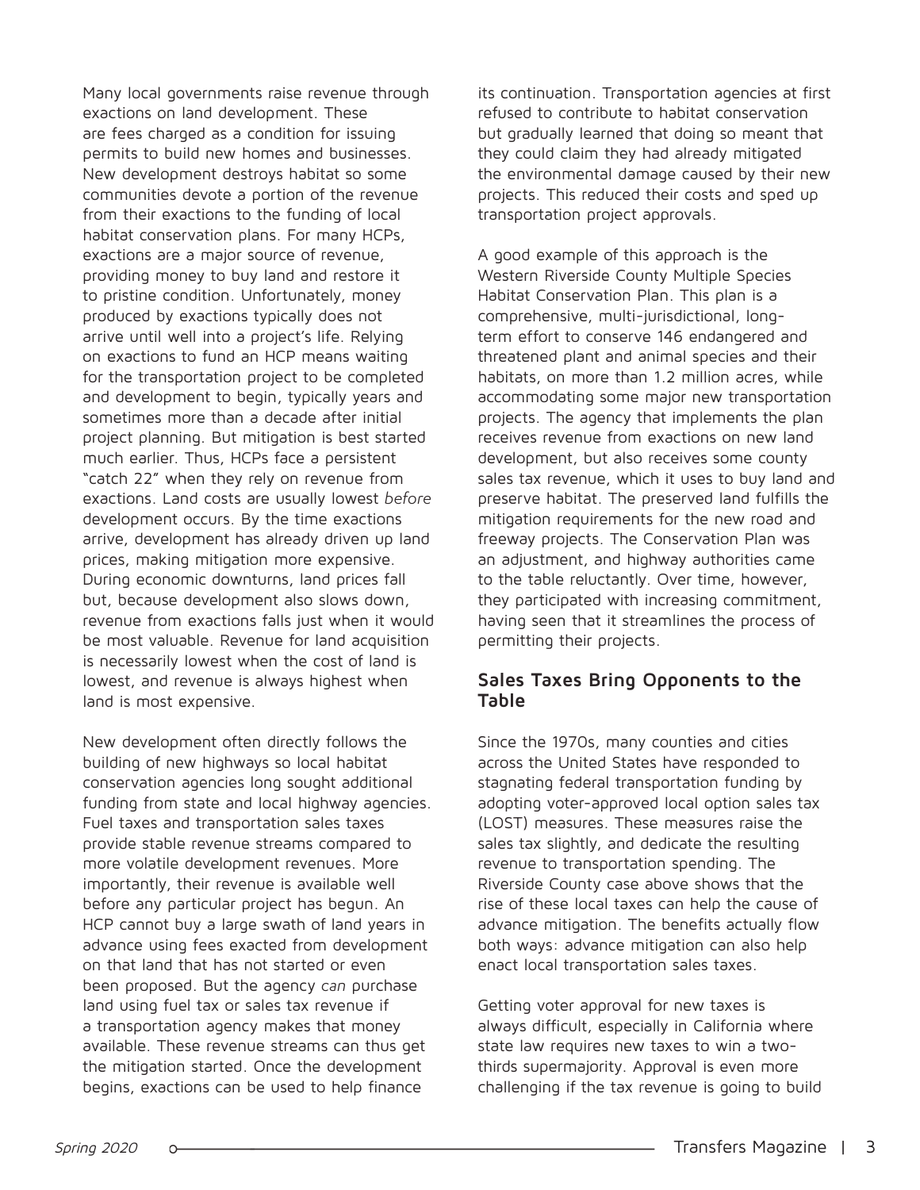Many local governments raise revenue through exactions on land development. These are fees charged as a condition for issuing permits to build new homes and businesses. New development destroys habitat so some communities devote a portion of the revenue from their exactions to the funding of local habitat conservation plans. For many HCPs, exactions are a major source of revenue, providing money to buy land and restore it to pristine condition. Unfortunately, money produced by exactions typically does not arrive until well into a project's life. Relying on exactions to fund an HCP means waiting for the transportation project to be completed and development to begin, typically years and sometimes more than a decade after initial project planning. But mitigation is best started much earlier. Thus, HCPs face a persistent "catch 22" when they rely on revenue from exactions. Land costs are usually lowest *before* development occurs. By the time exactions arrive, development has already driven up land prices, making mitigation more expensive. During economic downturns, land prices fall but, because development also slows down, revenue from exactions falls just when it would be most valuable. Revenue for land acquisition is necessarily lowest when the cost of land is lowest, and revenue is always highest when land is most expensive.

New development often directly follows the building of new highways so local habitat conservation agencies long sought additional funding from state and local highway agencies. Fuel taxes and transportation sales taxes provide stable revenue streams compared to more volatile development revenues. More importantly, their revenue is available well before any particular project has begun. An HCP cannot buy a large swath of land years in advance using fees exacted from development on that land that has not started or even been proposed. But the agency *can* purchase land using fuel tax or sales tax revenue if a transportation agency makes that money available. These revenue streams can thus get the mitigation started. Once the development begins, exactions can be used to help finance its continuation. Transportation agencies at first refused to contribute to habitat conservation but gradually learned that doing so meant that they could claim they had already mitigated the environmental damage caused by their new projects. This reduced their costs and sped up transportation project approvals.

A good example of this approach is the Western Riverside County Multiple Species Habitat Conservation Plan. This plan is a comprehensive, multi-jurisdictional, long-term effort to conserve 146 endangered and threatened plant and animal species and their habitats, on more than 1.2 million acres, while accommodating some major new transportation projects. The agency that implements the plan receives revenue from exactions on new land development, but also receives some county sales tax revenue, which it uses to buy land and preserve habitat. The preserved land fulfills the mitigation requirements for the new road and freeway projects. The Conservation Plan was an adjustment, and highway authorities came to the table reluctantly. Over time, however, they participated with increasing commitment, having seen that it streamlines the process of permitting their projects.

## Sales Taxes Bring Opponents to the Table

Since the 1970s, many counties and cities across the United States have responded to stagnating federal transportation funding by adopting voter-approved local option sales tax (LOST) measures. These measures raise the sales tax slightly, and dedicate the resulting revenue to transportation spending. The Riverside County case above shows that the rise of these local taxes can help the cause of advance mitigation. The benefits actually flow both ways: advance mitigation can also help enact local transportation sales taxes.

Getting voter approval for new taxes is always difficult, especially in California where state law requires new taxes to win a two-thirds supermajority. Approval is even more challenging if the tax revenue is going to build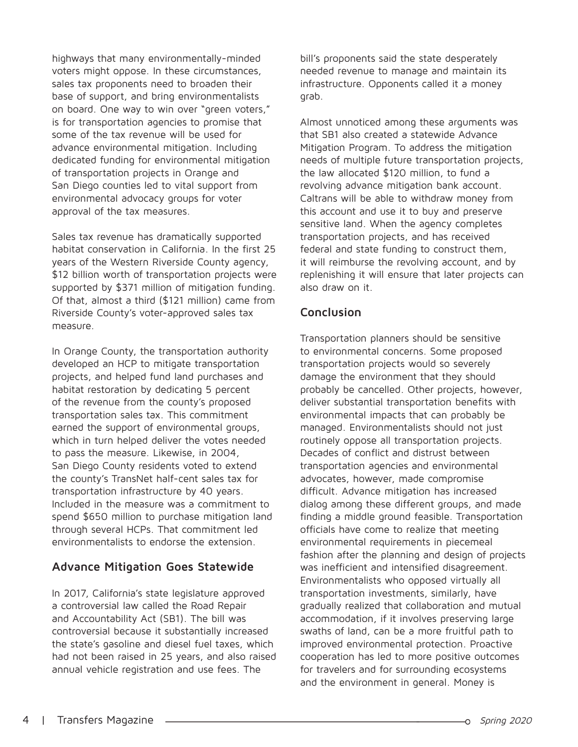highways that many environmentally-minded voters might oppose. In these circumstances, sales tax proponents need to broaden their base of support, and bring environmentalists on board. One way to win over "green voters," is for transportation agencies to promise that some of the tax revenue will be used for advance environmental mitigation. Including dedicated funding for environmental mitigation of transportation projects in Orange and San Diego counties led to vital support from environmental advocacy groups for voter approval of the tax measures.

Sales tax revenue has dramatically supported habitat conservation in California. In the first 25 years of the Western Riverside County agency, \$12 billion worth of transportation projects were supported by \$371 million of mitigation funding. Of that, almost a third (\$121 million) came from Riverside County's voter-approved sales tax measure.

In Orange County, the transportation authority developed an HCP to mitigate transportation projects, and helped fund land purchases and habitat restoration by dedicating 5 percent of the revenue from the county's proposed transportation sales tax. This commitment earned the support of environmental groups, which in turn helped deliver the votes needed to pass the measure. Likewise, in 2004, San Diego County residents voted to extend the county's TransNet half-cent sales tax for transportation infrastructure by 40 years. Included in the measure was a commitment to spend \$650 million to purchase mitigation land through several HCPs. That commitment led environmentalists to endorse the extension.

## Advance Mitigation Goes Statewide

In 2017, California's state legislature approved a controversial law called the Road Repair and Accountability Act (SB1). The bill was controversial because it substantially increased the state's gasoline and diesel fuel taxes, which had not been raised in 25 years, and also raised annual vehicle registration and use fees. The bill's proponents said the state desperately needed revenue to manage and maintain its infrastructure. Opponents called it a money grab.

Almost unnoticed among these arguments was that SB1 also created a statewide Advance Mitigation Program. To address the mitigation needs of multiple future transportation projects, the law allocated \$120 million, to fund a revolving advance mitigation bank account. Caltrans will be able to withdraw money from this account and use it to buy and preserve sensitive land. When the agency completes transportation projects, and has received federal and state funding to construct them, it will reimburse the revolving account, and by replenishing it will ensure that later projects can also draw on it.

## Conclusion

Transportation planners should be sensitive to environmental concerns. Some proposed transportation projects would so severely damage the environment that they should probably be cancelled. Other projects, however, deliver substantial transportation benefits with environmental impacts that can probably be managed. Environmentalists should not just routinely oppose all transportation projects. Decades of conflict and distrust between transportation agencies and environmental advocates, however, made compromise difficult. Advance mitigation has increased dialog among these different groups, and made finding a middle ground feasible. Transportation officials have come to realize that meeting environmental requirements in piecemeal fashion after the planning and design of projects was inefficient and intensified disagreement. Environmentalists who opposed virtually all transportation investments, similarly, have gradually realized that collaboration and mutual accommodation, if it involves preserving large swaths of land, can be a more fruitful path to improved environmental protection. Proactive cooperation has led to more positive outcomes for travelers and for surrounding ecosystems and the environment in general. Money is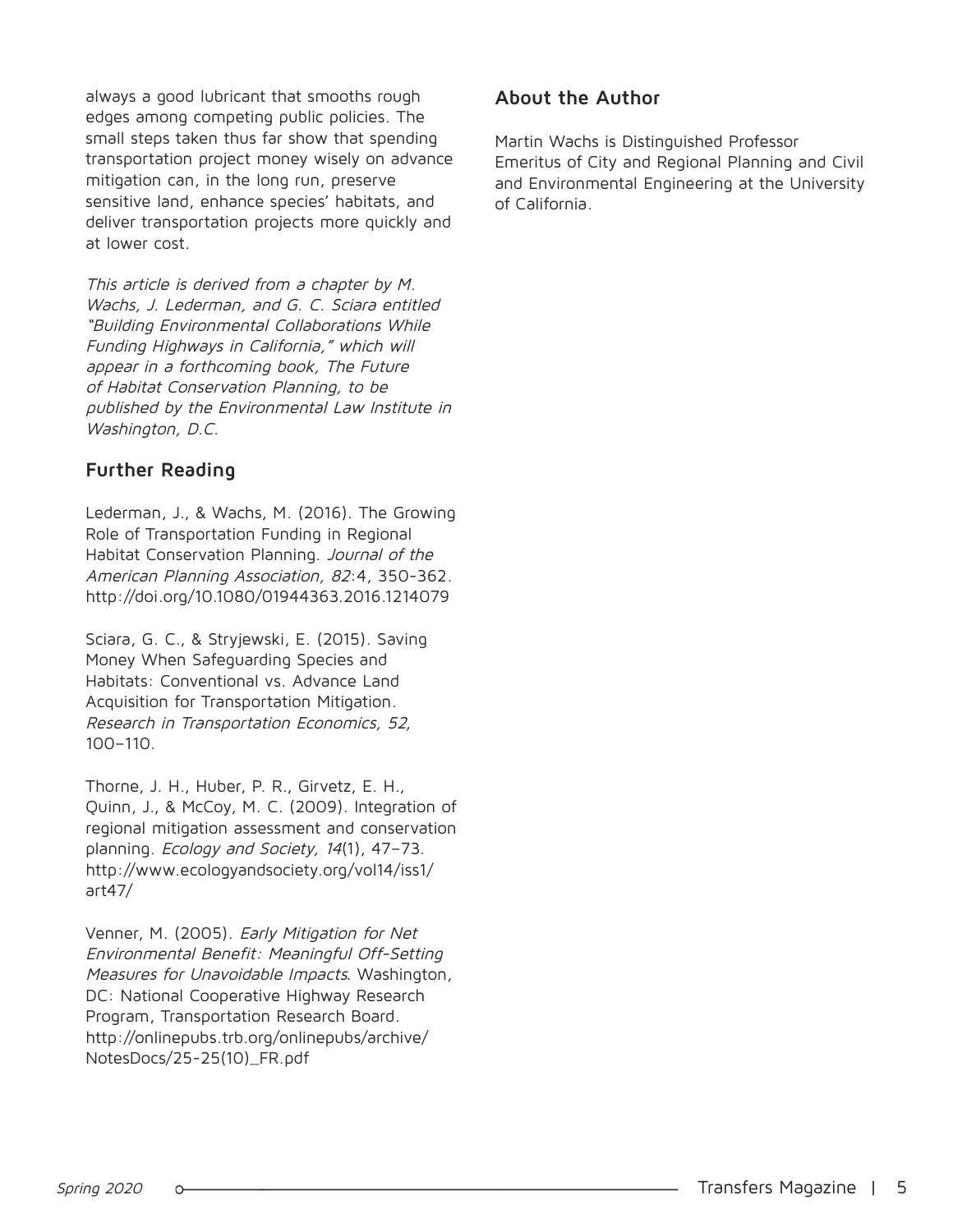always a good lubricant that smooths rough edges among competing public policies. The small steps taken thus far show that spending transportation project money wisely on advance mitigation can, in the long run, preserve sensitive land, enhance species' habitats, and deliver transportation projects more quickly and at lower cost.

*This article is derived from a chapter by M. Wachs, J. Lederman, and G. C. Sciara entitled "Building Environmental Collaborations While Funding Highways in California," which will appear in a forthcoming book, The Future of Habitat Conservation Planning, to be published by the Environmental Law Institute in Washington, D.C.*

## Further Reading

Lederman, J., & Wachs, M. (2016). The Growing Role of Transportation Funding in Regional Habitat Conservation Planning. *Journal of the American Planning Association, 82*:4, 350-362. http://doi.org/10.1080/01944363.2016.1214079

Sciara, G. C., & Stryjewski, E. (2015). Saving Money When Safeguarding Species and Habitats: Conventional vs. Advance Land Acquisition for Transportation Mitigation. *Research in Transportation Economics, 52,* 100–110.

Thorne, J. H., Huber, P. R., Girvetz, E. H., Quinn, J., & McCoy, M. C. (2009). Integration of regional mitigation assessment and conservation planning. *Ecology and Society, 14*(1), 47–73. http://www.ecologyandsociety.org/vol14/iss1/art47/

Venner, M. (2005). *Early Mitigation for Net Environmental Benefit: Meaningful Off-Setting Measures for Unavoidable Impacts*. Washington, DC: National Cooperative Highway Research Program, Transportation Research Board. http://onlinepubs.trb.org/onlinepubs/archive/NotesDocs/25-25(10)_FR.pdf

## About the Author

Martin Wachs is Distinguished Professor Emeritus of City and Regional Planning and Civil and Environmental Engineering at the University of California.